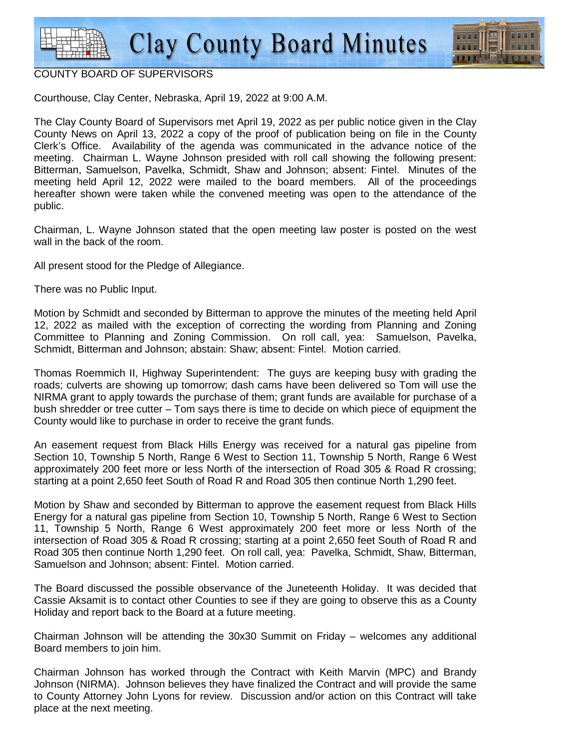# Clay County Board Minutes

COUNTY BOARD OF SUPERVISORS

Courthouse, Clay Center, Nebraska, April 19, 2022 at 9:00 A.M.

The Clay County Board of Supervisors met April 19, 2022 as per public notice given in the Clay County News on April 13, 2022 a copy of the proof of publication being on file in the County Clerk's Office. Availability of the agenda was communicated in the advance notice of the meeting. Chairman L. Wayne Johnson presided with roll call showing the following present: Bitterman, Samuelson, Pavelka, Schmidt, Shaw and Johnson; absent: Fintel. Minutes of the meeting held April 12, 2022 were mailed to the board members. All of the proceedings hereafter shown were taken while the convened meeting was open to the attendance of the public.

Chairman, L. Wayne Johnson stated that the open meeting law poster is posted on the west wall in the back of the room.

All present stood for the Pledge of Allegiance.

There was no Public Input.

Motion by Schmidt and seconded by Bitterman to approve the minutes of the meeting held April 12, 2022 as mailed with the exception of correcting the wording from Planning and Zoning Committee to Planning and Zoning Commission. On roll call, yea: Samuelson, Pavelka, Schmidt, Bitterman and Johnson; abstain: Shaw; absent: Fintel. Motion carried.

Thomas Roemmich II, Highway Superintendent: The guys are keeping busy with grading the roads; culverts are showing up tomorrow; dash cams have been delivered so Tom will use the NIRMA grant to apply towards the purchase of them; grant funds are available for purchase of a bush shredder or tree cutter – Tom says there is time to decide on which piece of equipment the County would like to purchase in order to receive the grant funds.

An easement request from Black Hills Energy was received for a natural gas pipeline from Section 10, Township 5 North, Range 6 West to Section 11, Township 5 North, Range 6 West approximately 200 feet more or less North of the intersection of Road 305 & Road R crossing; starting at a point 2,650 feet South of Road R and Road 305 then continue North 1,290 feet.

Motion by Shaw and seconded by Bitterman to approve the easement request from Black Hills Energy for a natural gas pipeline from Section 10, Township 5 North, Range 6 West to Section 11, Township 5 North, Range 6 West approximately 200 feet more or less North of the intersection of Road 305 & Road R crossing; starting at a point 2,650 feet South of Road R and Road 305 then continue North 1,290 feet. On roll call, yea: Pavelka, Schmidt, Shaw, Bitterman, Samuelson and Johnson; absent: Fintel. Motion carried.

The Board discussed the possible observance of the Juneteenth Holiday. It was decided that Cassie Aksamit is to contact other Counties to see if they are going to observe this as a County Holiday and report back to the Board at a future meeting.

Chairman Johnson will be attending the 30x30 Summit on Friday – welcomes any additional Board members to join him.

Chairman Johnson has worked through the Contract with Keith Marvin (MPC) and Brandy Johnson (NIRMA). Johnson believes they have finalized the Contract and will provide the same to County Attorney John Lyons for review. Discussion and/or action on this Contract will take place at the next meeting.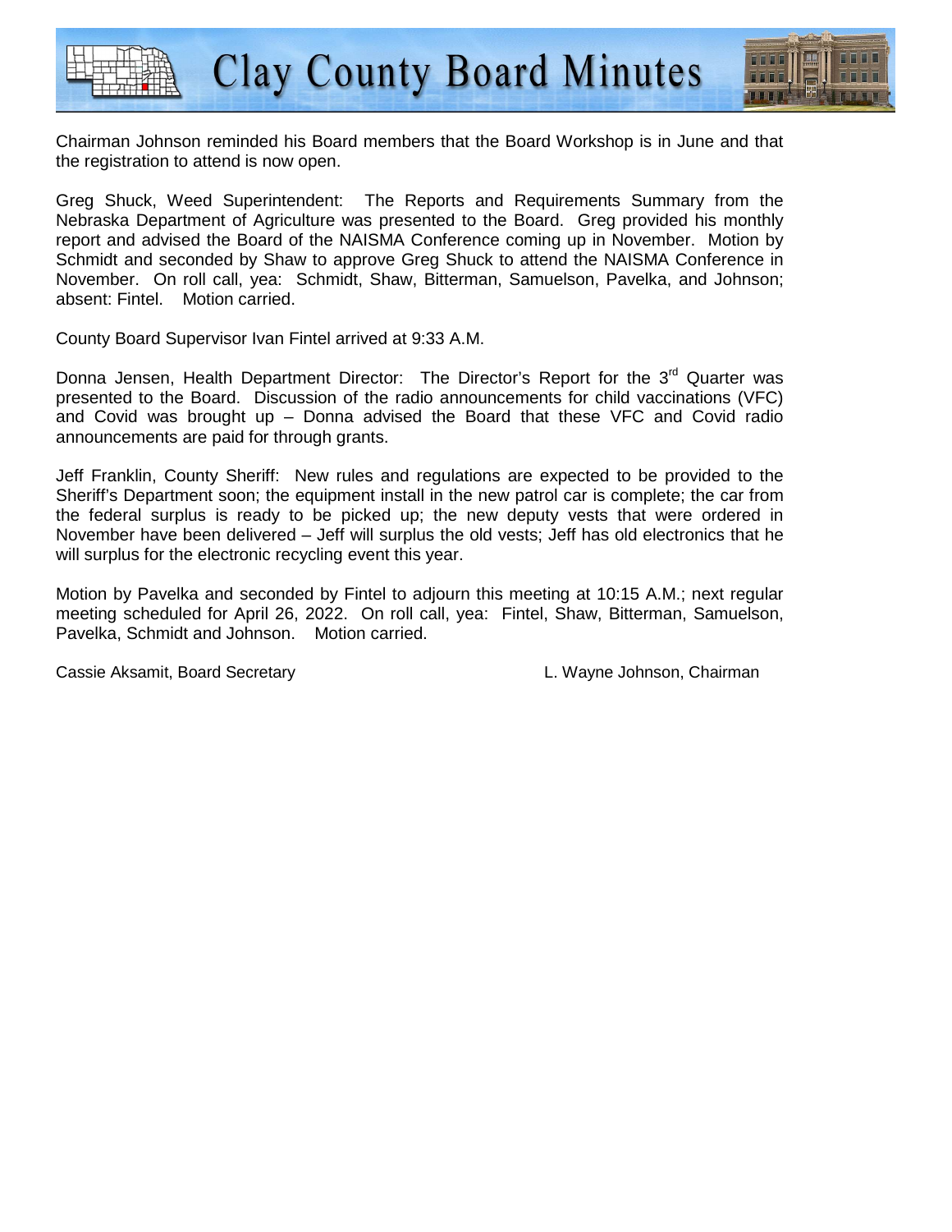Chairman Johnson reminded his Board members that the Board Workshop is in June and that the registration to attend is now open.

Greg Shuck, Weed Superintendent: The Reports and Requirements Summary from the Nebraska Department of Agriculture was presented to the Board. Greg provided his monthly report and advised the Board of the NAISMA Conference coming up in November. Motion by Schmidt and seconded by Shaw to approve Greg Shuck to attend the NAISMA Conference in November. On roll call, yea: Schmidt, Shaw, Bitterman, Samuelson, Pavelka, and Johnson; absent: Fintel. Motion carried.

County Board Supervisor Ivan Fintel arrived at 9:33 A.M.

Donna Jensen, Health Department Director: The Director's Report for the 3rd Quarter was presented to the Board. Discussion of the radio announcements for child vaccinations (VFC) and Covid was brought up – Donna advised the Board that these VFC and Covid radio announcements are paid for through grants.

Jeff Franklin, County Sheriff: New rules and regulations are expected to be provided to the Sheriff's Department soon; the equipment install in the new patrol car is complete; the car from the federal surplus is ready to be picked up; the new deputy vests that were ordered in November have been delivered – Jeff will surplus the old vests; Jeff has old electronics that he will surplus for the electronic recycling event this year.

Motion by Pavelka and seconded by Fintel to adjourn this meeting at 10:15 A.M.; next regular meeting scheduled for April 26, 2022. On roll call, yea: Fintel, Shaw, Bitterman, Samuelson, Pavelka, Schmidt and Johnson. Motion carried.

Cassie Aksamit, Board Secretary

L. Wayne Johnson, Chairman